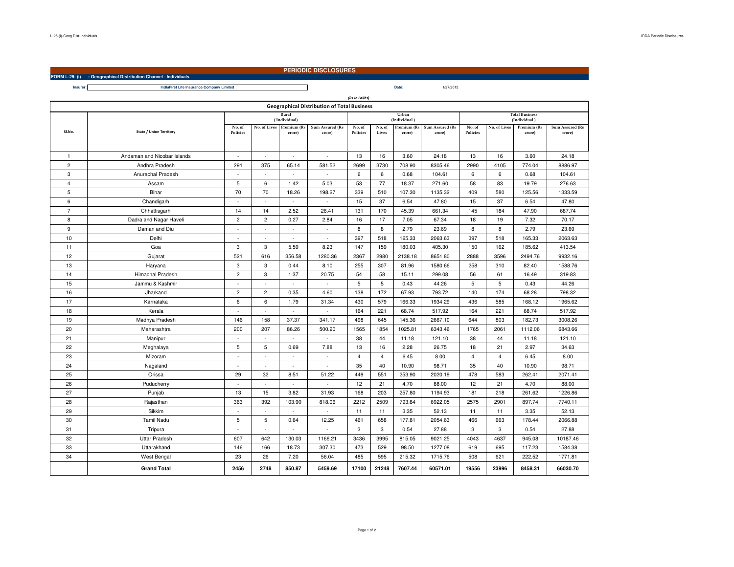# PERIODIC DISCLOSURES

**FORM L-25- (i) : Geographical Distribution Channel - Individuals**

**Insurer:** IndiaFirst Life Insurance Company Limited **Date:** 1/27/2012

*(Rs in Lakhs)*

## Geographical Distribution of Total Business

| Sl.No. | State / Union Territory | Rural (Individual) | | | | Urban (Individual) | | | | Total Business (Individual) | | | |
|---|---|---|---|---|---|---|---|---|---|---|---|---|---|
| | | No. of Policies | No. of Lives | Premium (Rs crore) | Sum Assured (Rs crore) | No. of Policies | No. of Lives | Premium (Rs crore) | Sum Assured (Rs crore) | No. of Policies | No. of Lives | Premium (Rs crore) | Sum Assured (Rs crore) |
| 1 | Andaman and Nicobar Islands | - | - | - | - | 13 | 16 | 3.60 | 24.18 | 13 | 16 | 3.60 | 24.18 |
| 2 | Andhra Pradesh | 291 | 375 | 65.14 | 581.52 | 2699 | 3730 | 708.90 | 8305.46 | 2990 | 4105 | 774.04 | 8886.97 |
| 3 | Anurachal Pradesh | - | - | - | - | 6 | 6 | 0.68 | 104.61 | 6 | 6 | 0.68 | 104.61 |
| 4 | Assam | 5 | 6 | 1.42 | 5.03 | 53 | 77 | 18.37 | 271.60 | 58 | 83 | 19.79 | 276.63 |
| 5 | Bihar | 70 | 70 | 18.26 | 198.27 | 339 | 510 | 107.30 | 1135.32 | 409 | 580 | 125.56 | 1333.59 |
| 6 | Chandigarh | - | - | - | - | 15 | 37 | 6.54 | 47.80 | 15 | 37 | 6.54 | 47.80 |
| 7 | Chhattisgarh | 14 | 14 | 2.52 | 26.41 | 131 | 170 | 45.39 | 661.34 | 145 | 184 | 47.90 | 687.74 |
| 8 | Dadra and Nagar Haveli | 2 | 2 | 0.27 | 2.84 | 16 | 17 | 7.05 | 67.34 | 18 | 19 | 7.32 | 70.17 |
| 9 | Daman and Diu | - | - | - | - | 8 | 8 | 2.79 | 23.69 | 8 | 8 | 2.79 | 23.69 |
| 10 | Delhi | - | - | - | - | 397 | 518 | 165.33 | 2063.63 | 397 | 518 | 165.33 | 2063.63 |
| 11 | Goa | 3 | 3 | 5.59 | 8.23 | 147 | 159 | 180.03 | 405.30 | 150 | 162 | 185.62 | 413.54 |
| 12 | Gujarat | 521 | 616 | 356.58 | 1280.36 | 2367 | 2980 | 2138.18 | 8651.80 | 2888 | 3596 | 2494.76 | 9932.16 |
| 13 | Haryana | 3 | 3 | 0.44 | 8.10 | 255 | 307 | 81.96 | 1580.66 | 258 | 310 | 82.40 | 1588.76 |
| 14 | Himachal Pradesh | 2 | 3 | 1.37 | 20.75 | 54 | 58 | 15.11 | 299.08 | 56 | 61 | 16.49 | 319.83 |
| 15 | Jammu & Kashmir | - | - | - | - | 5 | 5 | 0.43 | 44.26 | 5 | 5 | 0.43 | 44.26 |
| 16 | Jharkand | 2 | 2 | 0.35 | 4.60 | 138 | 172 | 67.93 | 793.72 | 140 | 174 | 68.28 | 798.32 |
| 17 | Karnataka | 6 | 6 | 1.79 | 31.34 | 430 | 579 | 166.33 | 1934.29 | 436 | 585 | 168.12 | 1965.62 |
| 18 | Kerala | - | - | - | - | 164 | 221 | 68.74 | 517.92 | 164 | 221 | 68.74 | 517.92 |
| 19 | Madhya Pradesh | 146 | 158 | 37.37 | 341.17 | 498 | 645 | 145.36 | 2667.10 | 644 | 803 | 182.73 | 3008.26 |
| 20 | Maharashtra | 200 | 207 | 86.26 | 500.20 | 1565 | 1854 | 1025.81 | 6343.46 | 1765 | 2061 | 1112.06 | 6843.66 |
| 21 | Manipur | - | - | - | - | 38 | 44 | 11.18 | 121.10 | 38 | 44 | 11.18 | 121.10 |
| 22 | Meghalaya | 5 | 5 | 0.69 | 7.88 | 13 | 16 | 2.28 | 26.75 | 18 | 21 | 2.97 | 34.63 |
| 23 | Mizoram | - | - | - | - | 4 | 4 | 6.45 | 8.00 | 4 | 4 | 6.45 | 8.00 |
| 24 | Nagaland | - | - | - | - | 35 | 40 | 10.90 | 98.71 | 35 | 40 | 10.90 | 98.71 |
| 25 | Orissa | 29 | 32 | 8.51 | 51.22 | 449 | 551 | 253.90 | 2020.19 | 478 | 583 | 262.41 | 2071.41 |
| 26 | Puducherry | - | - | - | - | 12 | 21 | 4.70 | 88.00 | 12 | 21 | 4.70 | 88.00 |
| 27 | Punjab | 13 | 15 | 3.82 | 31.93 | 168 | 203 | 257.80 | 1194.93 | 181 | 218 | 261.62 | 1226.86 |
| 28 | Rajasthan | 363 | 392 | 103.90 | 818.06 | 2212 | 2509 | 793.84 | 6922.05 | 2575 | 2901 | 897.74 | 7740.11 |
| 29 | Sikkim | - | - | - | - | 11 | 11 | 3.35 | 52.13 | 11 | 11 | 3.35 | 52.13 |
| 30 | Tamil Nadu | 5 | 5 | 0.64 | 12.25 | 461 | 658 | 177.81 | 2054.63 | 466 | 663 | 178.44 | 2066.88 |
| 31 | Tripura | - | - | - | - | 3 | 3 | 0.54 | 27.88 | 3 | 3 | 0.54 | 27.88 |
| 32 | Uttar Pradesh | 607 | 642 | 130.03 | 1166.21 | 3436 | 3995 | 815.05 | 9021.25 | 4043 | 4637 | 945.08 | 10187.46 |
| 33 | Uttarakhand | 146 | 166 | 18.73 | 307.30 | 473 | 529 | 98.50 | 1277.08 | 619 | 695 | 117.23 | 1584.38 |
| 34 | West Bengal | 23 | 26 | 7.20 | 56.04 | 485 | 595 | 215.32 | 1715.76 | 508 | 621 | 222.52 | 1771.81 |
| | **Grand Total** | **2456** | **2748** | **850.87** | **5459.69** | **17100** | **21248** | **7607.44** | **60571.01** | **19556** | **23996** | **8458.31** | **66030.70** |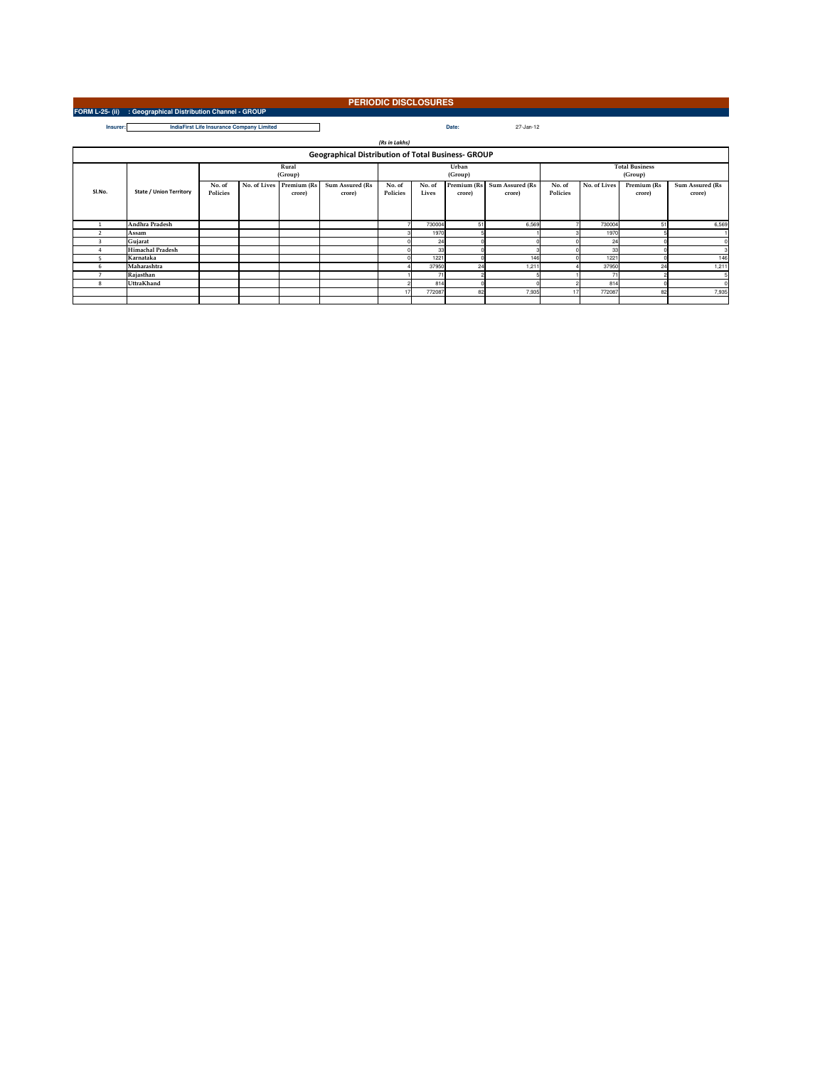# PERIODIC DISCLOSURES

**FORM L-25- (ii) : Geographical Distribution Channel - GROUP**

**Insurer:** IndiaFirst Life Insurance Company Limited **Date:** 27-Jan-12

*(Rs in Lakhs)*

## Geographical Distribution of Total Business- GROUP

| Sl.No. | State / Union Territory | Rural (Group) | | | | Urban (Group) | | | | Total Business (Group) | | | |
|---|---|---|---|---|---|---|---|---|---|---|---|---|---|
| | | No. of Policies | No. of Lives | Premium (Rs crore) | Sum Assured (Rs crore) | No. of Policies | No. of Lives | Premium (Rs crore) | Sum Assured (Rs crore) | No. of Policies | No. of Lives | Premium (Rs crore) | Sum Assured (Rs crore) |
| 1 | Andhra Pradesh | | | | | 7 | 730004 | 51 | 6,569 | 7 | 730004 | 51 | 6,569 |
| 2 | Assam | | | | | 3 | 1970 | 5 | 1 | 3 | 1970 | 5 | 1 |
| 3 | Gujarat | | | | | 0 | 24 | 0 | 0 | 0 | 24 | 0 | 0 |
| 4 | Himachal Pradesh | | | | | 0 | 33 | 0 | 3 | 0 | 33 | 0 | 3 |
| 5 | Karnataka | | | | | 0 | 1221 | 0 | 146 | 0 | 1221 | 0 | 146 |
| 6 | Maharashtra | | | | | 4 | 37950 | 24 | 1,211 | 4 | 37950 | 24 | 1,211 |
| 7 | Rajasthan | | | | | 1 | 71 | 2 | 5 | 1 | 71 | 2 | 5 |
| 8 | UttraKhand | | | | | 2 | 814 | 0 | 0 | 2 | 814 | 0 | 0 |
| | | | | | | 17 | 772087 | 82 | 7,935 | 17 | 772087 | 82 | 7,935 |
| | | | | | | | | | | | | | |